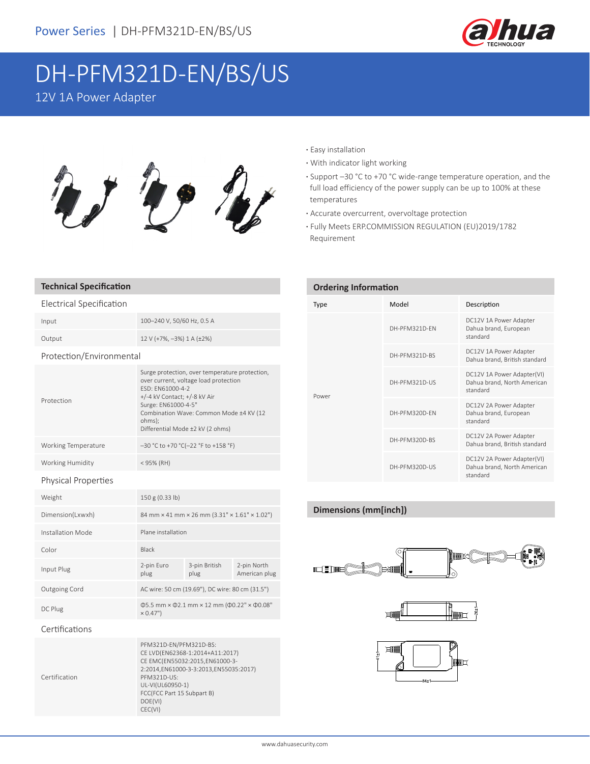Power Series | DH-PFM321D-EN/BS/US

# DH-PFM321D-EN/BS/US

12V 1A Power Adapter

- Easy installation
- With indicator light working
- Support –30 °C to +70 °C wide-range temperature operation, and the full load efficiency of the power supply can be up to 100% at these temperatures
- Accurate overcurrent, overvoltage protection
- Fully Meets ERP.COMMISSION REGULATION (EU)2019/1782 Requirement

## Technical Specification

### Electrical Specification

| | |
|---|---|
| Input | 100–240 V, 50/60 Hz, 0.5 A |
| Output | 12 V (+7%, –3%) 1 A (±2%) |

### Protection/Environmental

| | |
|---|---|
| Protection | Surge protection, over temperature protection, over current, voltage load protection<br>ESD: EN61000-4-2<br>+/-4 kV Contact; +/-8 kV Air<br>Surge: EN61000-4-5"<br>Combination Wave: Common Mode ±4 KV (12 ohms);<br>Differential Mode ±2 kV (2 ohms) |
| Working Temperature | –30 °C to +70 °C(–22 °F to +158 °F) |
| Working Humidity | < 95% (RH) |

### Physical Properties

| | | | |
|---|---|---|---|
| Weight | 150 g (0.33 lb) | | |
| Dimension(Lxwxh) | 84 mm × 41 mm × 26 mm (3.31" × 1.61" × 1.02") | | |
| Installation Mode | Plane installation | | |
| Color | Black | | |
| Input Plug | 2-pin Euro plug | 3-pin British plug | 2-pin North American plug |
| Outgoing Cord | AC wire: 50 cm (19.69"), DC wire: 80 cm (31.5") | | |
| DC Plug | Φ5.5 mm × Φ2.1 mm × 12 mm (Φ0.22" × Φ0.08" × 0.47") | | |

### Certifications

| | |
|---|---|
| Certification | PFM321D-EN/PFM321D-BS:<br>CE LVD(EN62368-1:2014+A11:2017)<br>CE EMC(EN55032:2015,EN61000-3-2:2014,EN61000-3-3:2013,EN55035:2017)<br>PFM321D-US:<br>UL-VI(UL60950-1)<br>FCC(FCC Part 15 Subpart B)<br>DOE(VI)<br>CEC(VI) |

## Ordering Information

| Type | Model | Description |
|---|---|---|
| Power | DH-PFM321D-EN | DC12V 1A Power Adapter Dahua brand, European standard |
| | DH-PFM321D-BS | DC12V 1A Power Adapter Dahua brand, British standard |
| | DH-PFM321D-US | DC12V 1A Power Adapter(VI) Dahua brand, North American standard |
| | DH-PFM320D-EN | DC12V 2A Power Adapter Dahua brand, European standard |
| | DH-PFM320D-BS | DC12V 2A Power Adapter Dahua brand, British standard |
| | DH-PFM320D-US | DC12V 2A Power Adapter(VI) Dahua brand, North American standard |

## Dimensions (mm[inch])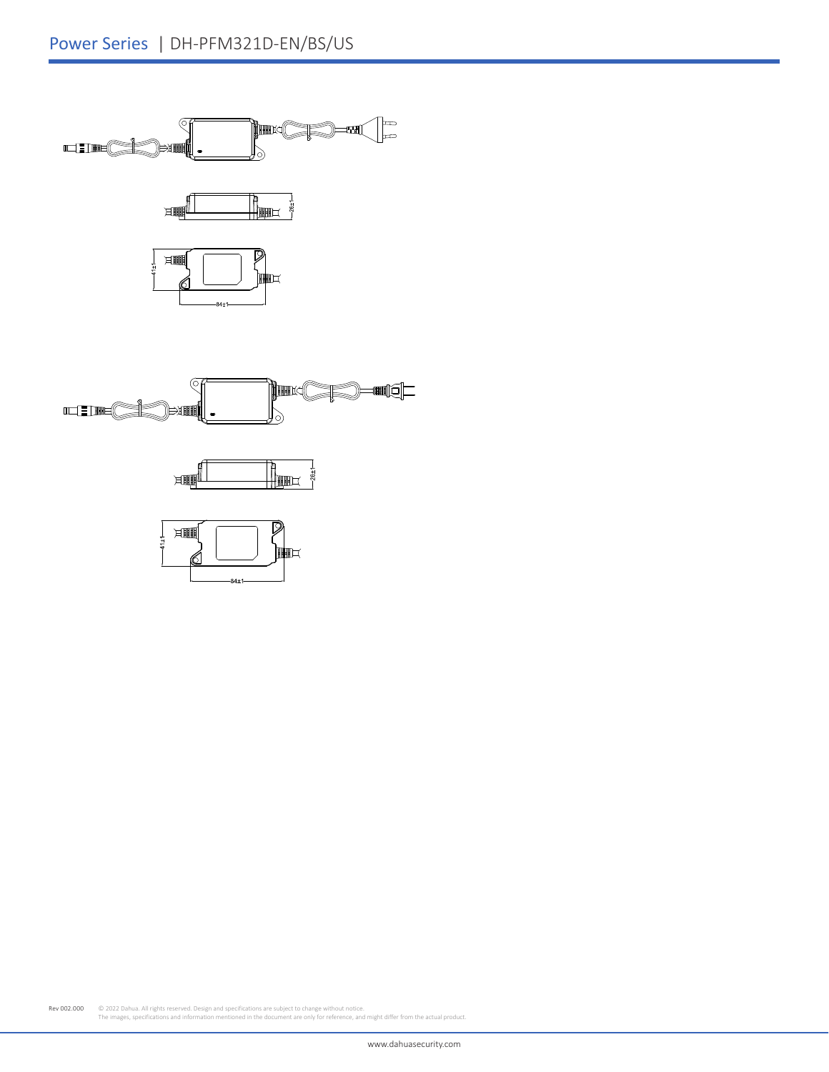26±1

41±1

84±1

28±1

41±1

84±1

Rev 002.000 © 2022 Dahua. All rights reserved. Design and specifications are subject to change without notice.
The images, specifications and information mentioned in the document are only for reference, and might differ from the actual product.

www.dahuasecurity.com